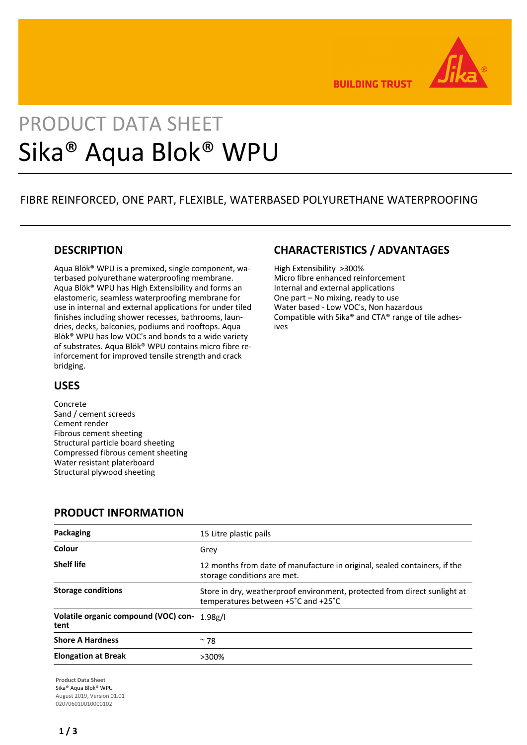BUILDING TRUST

PRODUCT DATA SHEET

# Sika® Aqua Blok® WPU

FIBRE REINFORCED, ONE PART, FLEXIBLE, WATERBASED POLYURETHANE WATERPROOFING

## DESCRIPTION

Aqua Blök® WPU is a premixed, single component, waterbased polyurethane waterproofing membrane. Aqua Blök® WPU has High Extensibility and forms an elastomeric, seamless waterproofing membrane for use in internal and external applications for under tiled finishes including shower recesses, bathrooms, laundries, decks, balconies, podiums and rooftops. Aqua Blök® WPU has low VOC's and bonds to a wide variety of substrates. Aqua Blök® WPU contains micro fibre reinforcement for improved tensile strength and crack bridging.

## USES

Concrete  
Sand / cement screeds  
Cement render  
Fibrous cement sheeting  
Structural particle board sheeting  
Compressed fibrous cement sheeting  
Water resistant platerboard  
Structural plywood sheeting

## CHARACTERISTICS / ADVANTAGES

High Extensibility >300%  
Micro fibre enhanced reinforcement  
Internal and external applications  
One part – No mixing, ready to use  
Water based - Low VOC's, Non hazardous  
Compatible with Sika® and CTA® range of tile adhesives

## PRODUCT INFORMATION

| | |
|---|---|
| **Packaging** | 15 Litre plastic pails |
| **Colour** | Grey |
| **Shelf life** | 12 months from date of manufacture in original, sealed containers, if the storage conditions are met. |
| **Storage conditions** | Store in dry, weatherproof environment, protected from direct sunlight at temperatures between +5˚C and +25˚C |
| **Volatile organic compound (VOC) content** | 1.98g/l |
| **Shore A Hardness** | ~ 78 |
| **Elongation at Break** | >300% |

**Product Data Sheet**  
Sika® Aqua Blok® WPU  
August 2019, Version 01.01  
020706010010000102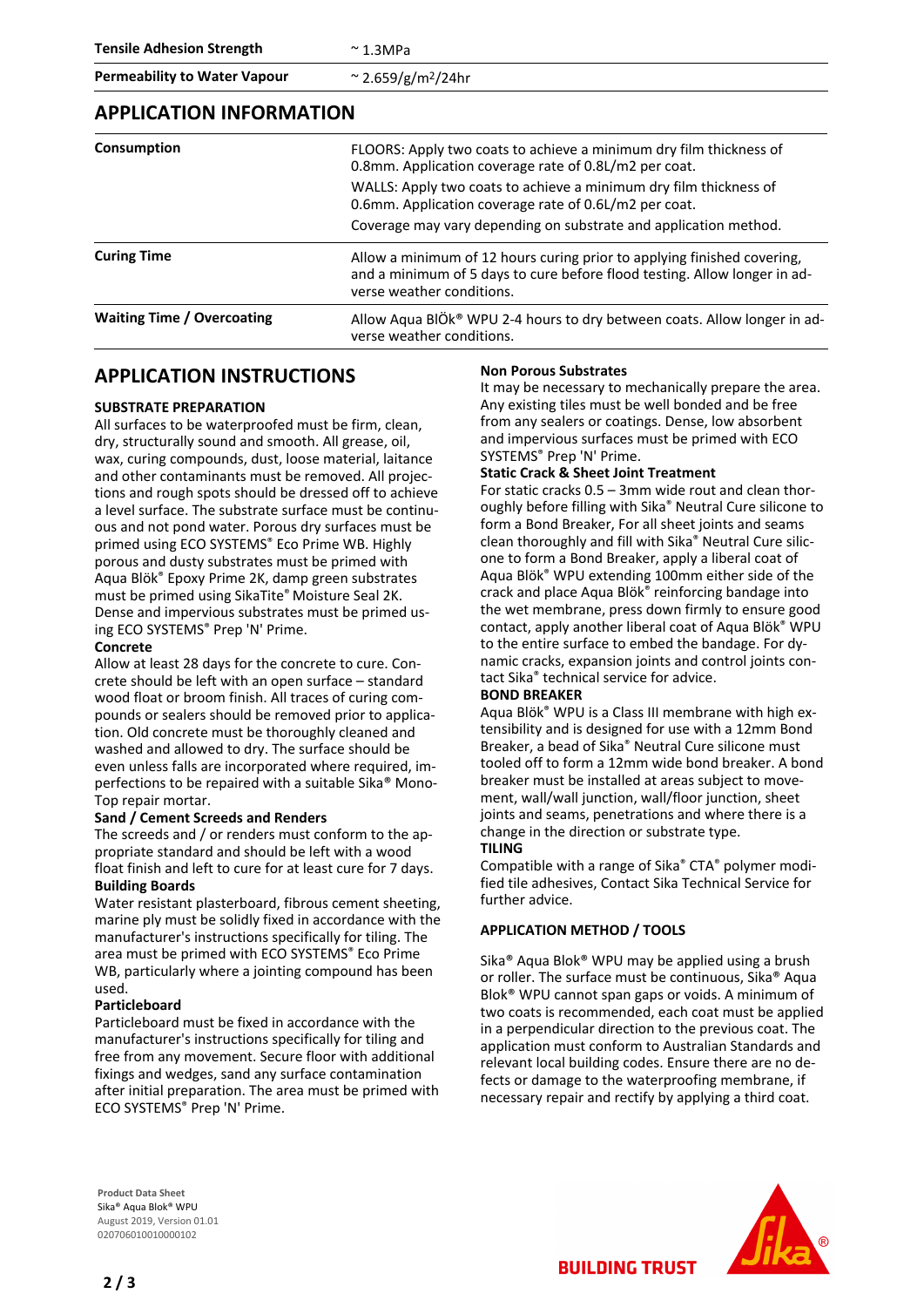| | |
|---|---|
| **Tensile Adhesion Strength** | ~ 1.3MPa |
| **Permeability to Water Vapour** | ~ 2.659/g/m²/24hr |

## APPLICATION INFORMATION

| | |
|---|---|
| **Consumption** | FLOORS: Apply two coats to achieve a minimum dry film thickness of 0.8mm. Application coverage rate of 0.8L/m2 per coat. WALLS: Apply two coats to achieve a minimum dry film thickness of 0.6mm. Application coverage rate of 0.6L/m2 per coat. Coverage may vary depending on substrate and application method. |
| **Curing Time** | Allow a minimum of 12 hours curing prior to applying finished covering, and a minimum of 5 days to cure before flood testing. Allow longer in adverse weather conditions. |
| **Waiting Time / Overcoating** | Allow Aqua BlÖk® WPU 2-4 hours to dry between coats. Allow longer in adverse weather conditions. |

## APPLICATION INSTRUCTIONS

### SUBSTRATE PREPARATION

All surfaces to be waterproofed must be firm, clean, dry, structurally sound and smooth. All grease, oil, wax, curing compounds, dust, loose material, laitance and other contaminants must be removed. All projections and rough spots should be dressed off to achieve a level surface. The substrate surface must be continuous and not pond water. Porous dry surfaces must be primed using ECO SYSTEMS® Eco Prime WB. Highly porous and dusty substrates must be primed with Aqua Blök® Epoxy Prime 2K, damp green substrates must be primed using SikaTite® Moisture Seal 2K. Dense and impervious substrates must be primed using ECO SYSTEMS® Prep 'N' Prime.

**Concrete**

Allow at least 28 days for the concrete to cure. Concrete should be left with an open surface – standard wood float or broom finish. All traces of curing compounds or sealers should be removed prior to application. Old concrete must be thoroughly cleaned and washed and allowed to dry. The surface should be even unless falls are incorporated where required, imperfections to be repaired with a suitable Sika® Mono-Top repair mortar.

**Sand / Cement Screeds and Renders**

The screeds and / or renders must conform to the appropriate standard and should be left with a wood float finish and left to cure for at least cure for 7 days.

**Building Boards**

Water resistant plasterboard, fibrous cement sheeting, marine ply must be solidly fixed in accordance with the manufacturer's instructions specifically for tiling. The area must be primed with ECO SYSTEMS® Eco Prime WB, particularly where a jointing compound has been used.

**Particleboard**

Particleboard must be fixed in accordance with the manufacturer's instructions specifically for tiling and free from any movement. Secure floor with additional fixings and wedges, sand any surface contamination after initial preparation. The area must be primed with ECO SYSTEMS® Prep 'N' Prime.

**Non Porous Substrates**

It may be necessary to mechanically prepare the area. Any existing tiles must be well bonded and be free from any sealers or coatings. Dense, low absorbent and impervious surfaces must be primed with ECO SYSTEMS® Prep 'N' Prime.

**Static Crack & Sheet Joint Treatment**

For static cracks 0.5 – 3mm wide rout and clean thoroughly before filling with Sika® Neutral Cure silicone to form a Bond Breaker, For all sheet joints and seams clean thoroughly and fill with Sika® Neutral Cure silicone to form a Bond Breaker, apply a liberal coat of Aqua Blök® WPU extending 100mm either side of the crack and place Aqua Blök® reinforcing bandage into the wet membrane, press down firmly to ensure good contact, apply another liberal coat of Aqua Blök® WPU to the entire surface to embed the bandage. For dynamic cracks, expansion joints and control joints contact Sika® technical service for advice.

### BOND BREAKER

Aqua Blök® WPU is a Class III membrane with high extensibility and is designed for use with a 12mm Bond Breaker, a bead of Sika® Neutral Cure silicone must tooled off to form a 12mm wide bond breaker. A bond breaker must be installed at areas subject to movement, wall/wall junction, wall/floor junction, sheet joints and seams, penetrations and where there is a change in the direction or substrate type.

### TILING

Compatible with a range of Sika® CTA® polymer modified tile adhesives, Contact Sika Technical Service for further advice.

### APPLICATION METHOD / TOOLS

Sika® Aqua Blok® WPU may be applied using a brush or roller. The surface must be continuous, Sika® Aqua Blok® WPU cannot span gaps or voids. A minimum of two coats is recommended, each coat must be applied in a perpendicular direction to the previous coat. The application must conform to Australian Standards and relevant local building codes. Ensure there are no defects or damage to the waterproofing membrane, if necessary repair and rectify by applying a third coat.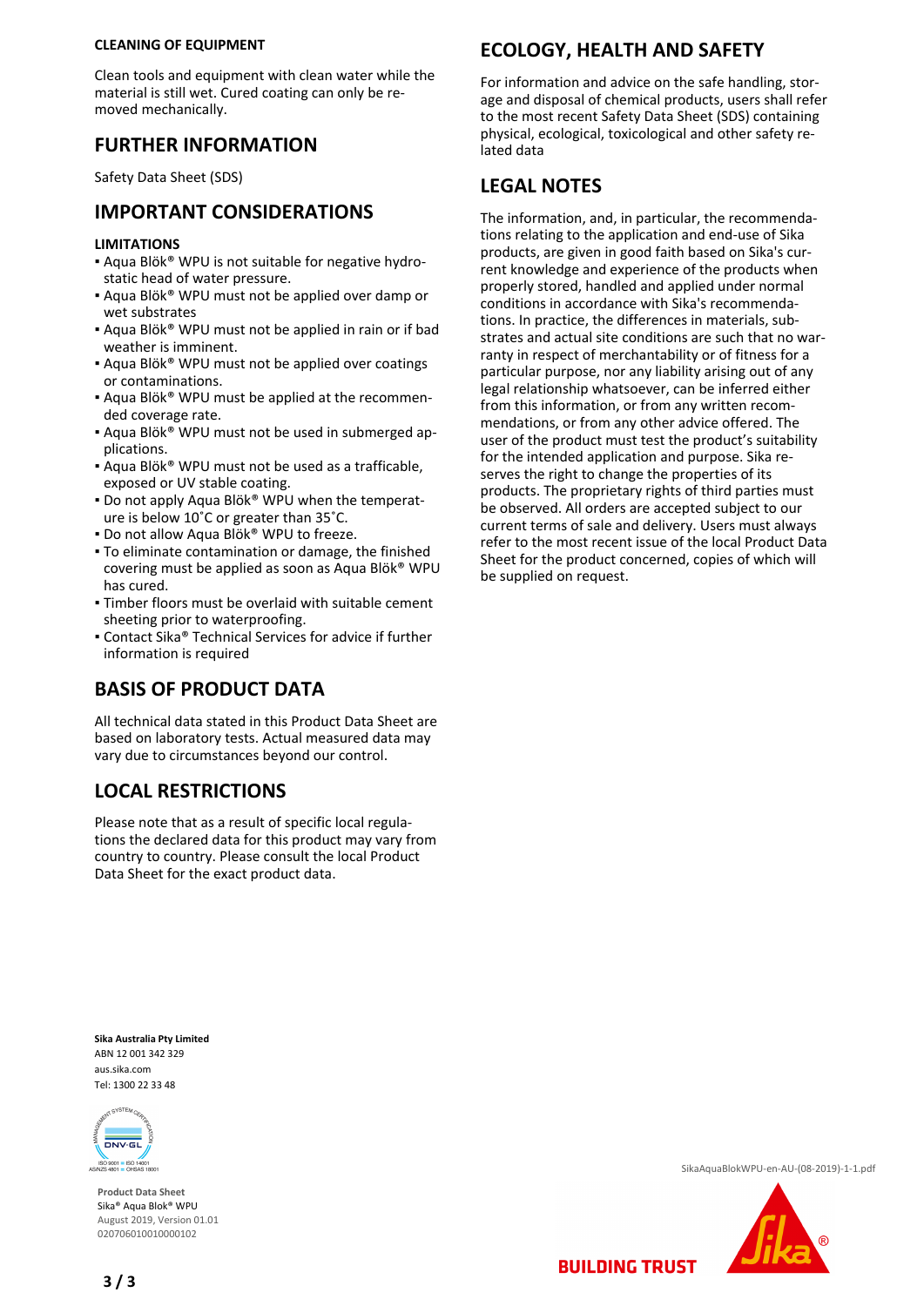#### CLEANING OF EQUIPMENT

Clean tools and equipment with clean water while the material is still wet. Cured coating can only be removed mechanically.

## FURTHER INFORMATION

Safety Data Sheet (SDS)

## IMPORTANT CONSIDERATIONS

#### LIMITATIONS

- Aqua Blök® WPU is not suitable for negative hydrostatic head of water pressure.
- Aqua Blök® WPU must not be applied over damp or wet substrates
- Aqua Blök® WPU must not be applied in rain or if bad weather is imminent.
- Aqua Blök® WPU must not be applied over coatings or contaminations.
- Aqua Blök® WPU must be applied at the recommended coverage rate.
- Aqua Blök® WPU must not be used in submerged applications.
- Aqua Blök® WPU must not be used as a trafficable, exposed or UV stable coating.
- Do not apply Aqua Blök® WPU when the temperature is below 10˚C or greater than 35˚C.
- Do not allow Aqua Blök® WPU to freeze.
- To eliminate contamination or damage, the finished covering must be applied as soon as Aqua Blök® WPU has cured.
- Timber floors must be overlaid with suitable cement sheeting prior to waterproofing.
- Contact Sika® Technical Services for advice if further information is required

## BASIS OF PRODUCT DATA

All technical data stated in this Product Data Sheet are based on laboratory tests. Actual measured data may vary due to circumstances beyond our control.

## LOCAL RESTRICTIONS

Please note that as a result of specific local regulations the declared data for this product may vary from country to country. Please consult the local Product Data Sheet for the exact product data.

## ECOLOGY, HEALTH AND SAFETY

For information and advice on the safe handling, storage and disposal of chemical products, users shall refer to the most recent Safety Data Sheet (SDS) containing physical, ecological, toxicological and other safety related data

## LEGAL NOTES

The information, and, in particular, the recommendations relating to the application and end-use of Sika products, are given in good faith based on Sika's current knowledge and experience of the products when properly stored, handled and applied under normal conditions in accordance with Sika's recommendations. In practice, the differences in materials, substrates and actual site conditions are such that no warranty in respect of merchantability or of fitness for a particular purpose, nor any liability arising out of any legal relationship whatsoever, can be inferred either from this information, or from any written recommendations, or from any other advice offered. The user of the product must test the product's suitability for the intended application and purpose. Sika reserves the right to change the properties of its products. The proprietary rights of third parties must be observed. All orders are accepted subject to our current terms of sale and delivery. Users must always refer to the most recent issue of the local Product Data Sheet for the product concerned, copies of which will be supplied on request.

**Sika Australia Pty Limited**
ABN 12 001 342 329
aus.sika.com
Tel: 1300 22 33 48

**Product Data Sheet**
Sika® Aqua Blok® WPU
August 2019, Version 01.01
020706010010000102

SikaAquaBlokWPU-en-AU-(08-2019)-1-1.pdf

BUILDING TRUST